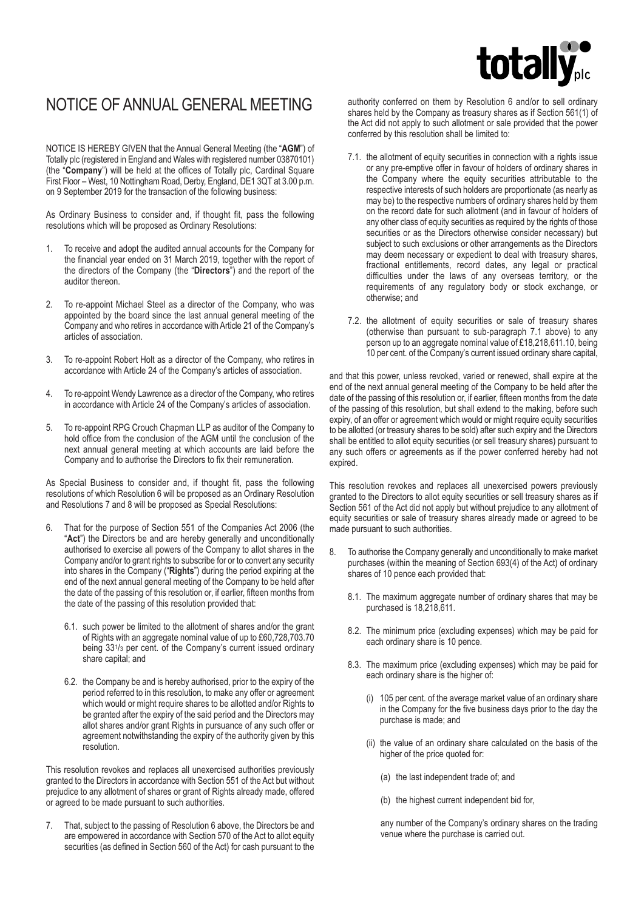# NOTICE OF ANNUAL GENERAL MEETING

NOTICE IS HEREBY GIVEN that the Annual General Meeting (the "**AGM**") of Totally plc (registered in England and Wales with registered number 03870101) (the "**Company**") will be held at the offices of Totally plc, Cardinal Square First Floor – West, 10 Nottingham Road, Derby, England, DE1 3QT at 3.00 p.m. on 9 September 2019 for the transaction of the following business:

As Ordinary Business to consider and, if thought fit, pass the following resolutions which will be proposed as Ordinary Resolutions:

1. To receive and adopt the audited annual accounts for the Company for the financial year ended on 31 March 2019, together with the report of the directors of the Company (the "**Directors**") and the report of the auditor thereon.

2. To re-appoint Michael Steel as a director of the Company, who was appointed by the board since the last annual general meeting of the Company and who retires in accordance with Article 21 of the Company's articles of association.

3. To re-appoint Robert Holt as a director of the Company, who retires in accordance with Article 24 of the Company's articles of association.

4. To re-appoint Wendy Lawrence as a director of the Company, who retires in accordance with Article 24 of the Company's articles of association.

5. To re-appoint RPG Crouch Chapman LLP as auditor of the Company to hold office from the conclusion of the AGM until the conclusion of the next annual general meeting at which accounts are laid before the Company and to authorise the Directors to fix their remuneration.

As Special Business to consider and, if thought fit, pass the following resolutions of which Resolution 6 will be proposed as an Ordinary Resolution and Resolutions 7 and 8 will be proposed as Special Resolutions:

6. That for the purpose of Section 551 of the Companies Act 2006 (the "**Act**") the Directors be and are hereby generally and unconditionally authorised to exercise all powers of the Company to allot shares in the Company and/or to grant rights to subscribe for or to convert any security into shares in the Company ("**Rights**") during the period expiring at the end of the next annual general meeting of the Company to be held after the date of the passing of this resolution or, if earlier, fifteen months from the date of the passing of this resolution provided that:

    6.1. such power be limited to the allotment of shares and/or the grant of Rights with an aggregate nominal value of up to £60,728,703.70 being 33¹/₃ per cent. of the Company's current issued ordinary share capital; and

    6.2. the Company be and is hereby authorised, prior to the expiry of the period referred to in this resolution, to make any offer or agreement which would or might require shares to be allotted and/or Rights to be granted after the expiry of the said period and the Directors may allot shares and/or grant Rights in pursuance of any such offer or agreement notwithstanding the expiry of the authority given by this resolution.

This resolution revokes and replaces all unexercised authorities previously granted to the Directors in accordance with Section 551 of the Act but without prejudice to any allotment of shares or grant of Rights already made, offered or agreed to be made pursuant to such authorities.

7. That, subject to the passing of Resolution 6 above, the Directors be and are empowered in accordance with Section 570 of the Act to allot equity securities (as defined in Section 560 of the Act) for cash pursuant to the authority conferred on them by Resolution 6 and/or to sell ordinary shares held by the Company as treasury shares as if Section 561(1) of the Act did not apply to such allotment or sale provided that the power conferred by this resolution shall be limited to:

    7.1. the allotment of equity securities in connection with a rights issue or any pre-emptive offer in favour of holders of ordinary shares in the Company where the equity securities attributable to the respective interests of such holders are proportionate (as nearly as may be) to the respective numbers of ordinary shares held by them on the record date for such allotment (and in favour of holders of any other class of equity securities as required by the rights of those securities or as the Directors otherwise consider necessary) but subject to such exclusions or other arrangements as the Directors may deem necessary or expedient to deal with treasury shares, fractional entitlements, record dates, any legal or practical difficulties under the laws of any overseas territory, or the requirements of any regulatory body or stock exchange, or otherwise; and

    7.2. the allotment of equity securities or sale of treasury shares (otherwise than pursuant to sub-paragraph 7.1 above) to any person up to an aggregate nominal value of £18,218,611.10, being 10 per cent. of the Company's current issued ordinary share capital,

and that this power, unless revoked, varied or renewed, shall expire at the end of the next annual general meeting of the Company to be held after the date of the passing of this resolution or, if earlier, fifteen months from the date of the passing of this resolution, but shall extend to the making, before such expiry, of an offer or agreement which would or might require equity securities to be allotted (or treasury shares to be sold) after such expiry and the Directors shall be entitled to allot equity securities (or sell treasury shares) pursuant to any such offers or agreements as if the power conferred hereby had not expired.

This resolution revokes and replaces all unexercised powers previously granted to the Directors to allot equity securities or sell treasury shares as if Section 561 of the Act did not apply but without prejudice to any allotment of equity securities or sale of treasury shares already made or agreed to be made pursuant to such authorities.

8. To authorise the Company generally and unconditionally to make market purchases (within the meaning of Section 693(4) of the Act) of ordinary shares of 10 pence each provided that:

    8.1. The maximum aggregate number of ordinary shares that may be purchased is 18,218,611.

    8.2. The minimum price (excluding expenses) which may be paid for each ordinary share is 10 pence.

    8.3. The maximum price (excluding expenses) which may be paid for each ordinary share is the higher of:

        (i) 105 per cent. of the average market value of an ordinary share in the Company for the five business days prior to the day the purchase is made; and

        (ii) the value of an ordinary share calculated on the basis of the higher of the price quoted for:

            (a) the last independent trade of; and

            (b) the highest current independent bid for,

        any number of the Company's ordinary shares on the trading venue where the purchase is carried out.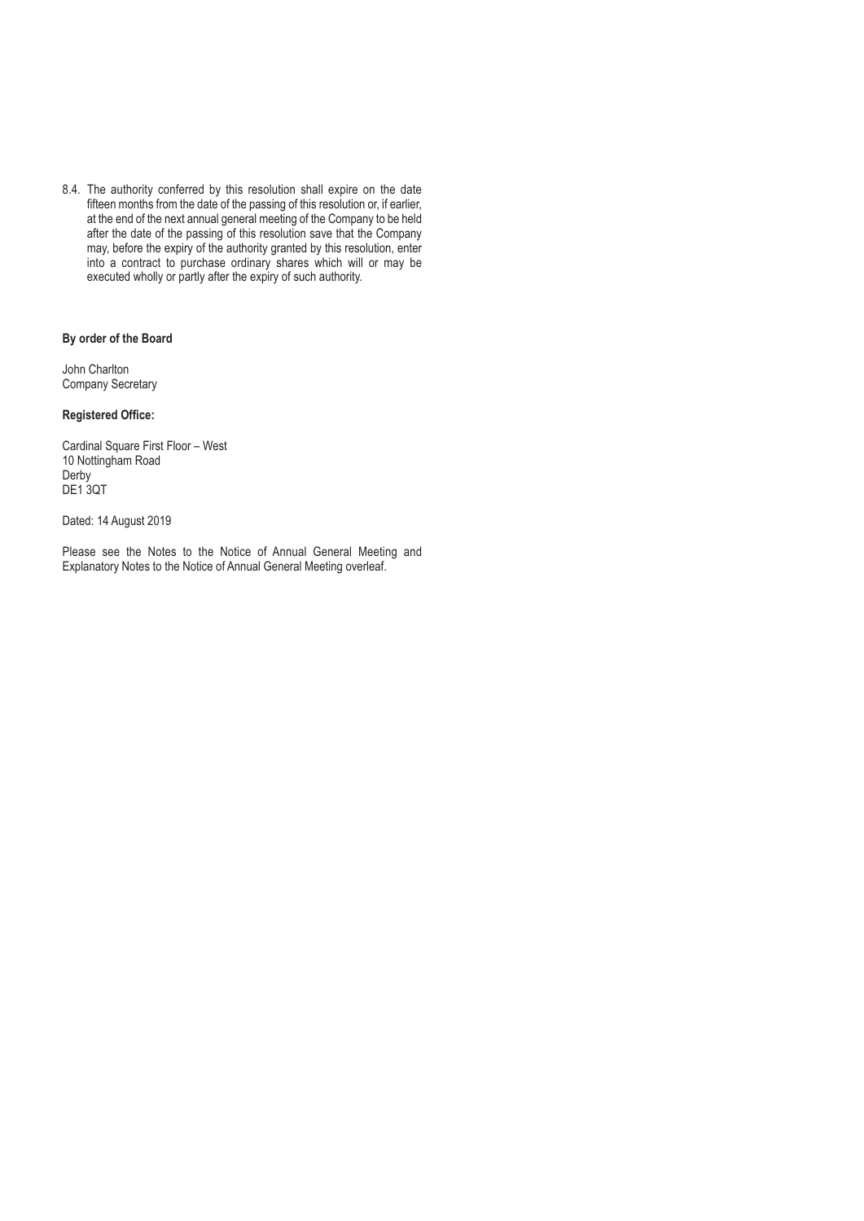8.4. The authority conferred by this resolution shall expire on the date fifteen months from the date of the passing of this resolution or, if earlier, at the end of the next annual general meeting of the Company to be held after the date of the passing of this resolution save that the Company may, before the expiry of the authority granted by this resolution, enter into a contract to purchase ordinary shares which will or may be executed wholly or partly after the expiry of such authority.

**By order of the Board**

John Charlton
Company Secretary

**Registered Office:**

Cardinal Square First Floor – West
10 Nottingham Road
Derby
DE1 3QT

Dated: 14 August 2019

Please see the Notes to the Notice of Annual General Meeting and Explanatory Notes to the Notice of Annual General Meeting overleaf.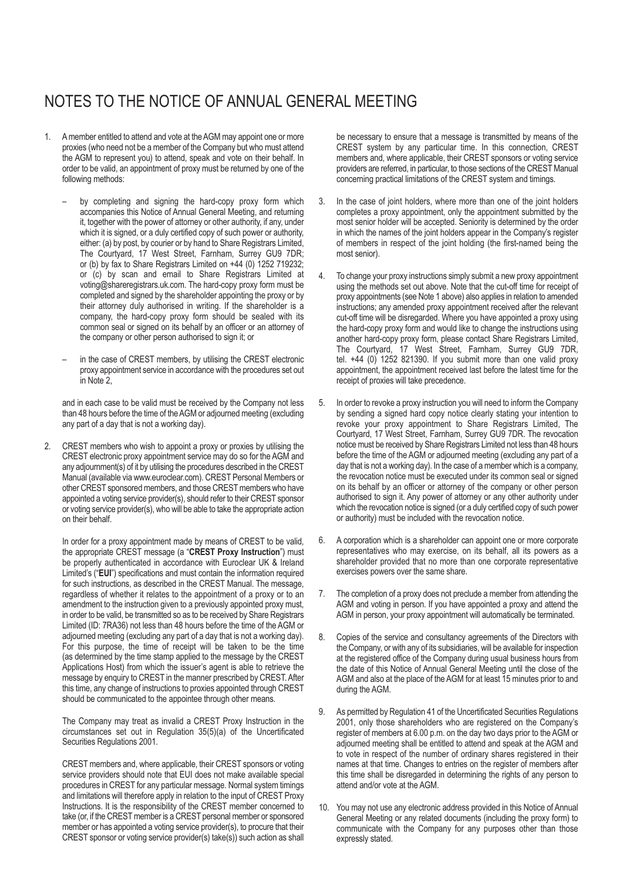# NOTES TO THE NOTICE OF ANNUAL GENERAL MEETING

1. A member entitled to attend and vote at the AGM may appoint one or more proxies (who need not be a member of the Company but who must attend the AGM to represent you) to attend, speak and vote on their behalf. In order to be valid, an appointment of proxy must be returned by one of the following methods:

   – by completing and signing the hard-copy proxy form which accompanies this Notice of Annual General Meeting, and returning it, together with the power of attorney or other authority, if any, under which it is signed, or a duly certified copy of such power or authority, either: (a) by post, by courier or by hand to Share Registrars Limited, The Courtyard, 17 West Street, Farnham, Surrey GU9 7DR; or (b) by fax to Share Registrars Limited on +44 (0) 1252 719232; or (c) by scan and email to Share Registrars Limited at voting@shareregistrars.uk.com. The hard-copy proxy form must be completed and signed by the shareholder appointing the proxy or by their attorney duly authorised in writing. If the shareholder is a company, the hard-copy proxy form should be sealed with its common seal or signed on its behalf by an officer or an attorney of the company or other person authorised to sign it; or

   – in the case of CREST members, by utilising the CREST electronic proxy appointment service in accordance with the procedures set out in Note 2,

   and in each case to be valid must be received by the Company not less than 48 hours before the time of the AGM or adjourned meeting (excluding any part of a day that is not a working day).

2. CREST members who wish to appoint a proxy or proxies by utilising the CREST electronic proxy appointment service may do so for the AGM and any adjournment(s) of it by utilising the procedures described in the CREST Manual (available via www.euroclear.com). CREST Personal Members or other CREST sponsored members, and those CREST members who have appointed a voting service provider(s), should refer to their CREST sponsor or voting service provider(s), who will be able to take the appropriate action on their behalf.

   In order for a proxy appointment made by means of CREST to be valid, the appropriate CREST message (a "**CREST Proxy Instruction**") must be properly authenticated in accordance with Euroclear UK & Ireland Limited's ("**EUI**") specifications and must contain the information required for such instructions, as described in the CREST Manual. The message, regardless of whether it relates to the appointment of a proxy or to an amendment to the instruction given to a previously appointed proxy must, in order to be valid, be transmitted so as to be received by Share Registrars Limited (ID: 7RA36) not less than 48 hours before the time of the AGM or adjourned meeting (excluding any part of a day that is not a working day). For this purpose, the time of receipt will be taken to be the time (as determined by the time stamp applied to the message by the CREST Applications Host) from which the issuer's agent is able to retrieve the message by enquiry to CREST in the manner prescribed by CREST. After this time, any change of instructions to proxies appointed through CREST should be communicated to the appointee through other means.

   The Company may treat as invalid a CREST Proxy Instruction in the circumstances set out in Regulation 35(5)(a) of the Uncertificated Securities Regulations 2001.

   CREST members and, where applicable, their CREST sponsors or voting service providers should note that EUI does not make available special procedures in CREST for any particular message. Normal system timings and limitations will therefore apply in relation to the input of CREST Proxy Instructions. It is the responsibility of the CREST member concerned to take (or, if the CREST member is a CREST personal member or sponsored member or has appointed a voting service provider(s), to procure that their CREST sponsor or voting service provider(s) take(s)) such action as shall be necessary to ensure that a message is transmitted by means of the CREST system by any particular time. In this connection, CREST members and, where applicable, their CREST sponsors or voting service providers are referred, in particular, to those sections of the CREST Manual concerning practical limitations of the CREST system and timings.

3. In the case of joint holders, where more than one of the joint holders completes a proxy appointment, only the appointment submitted by the most senior holder will be accepted. Seniority is determined by the order in which the names of the joint holders appear in the Company's register of members in respect of the joint holding (the first-named being the most senior).

4. To change your proxy instructions simply submit a new proxy appointment using the methods set out above. Note that the cut-off time for receipt of proxy appointments (see Note 1 above) also applies in relation to amended instructions; any amended proxy appointment received after the relevant cut-off time will be disregarded. Where you have appointed a proxy using the hard-copy proxy form and would like to change the instructions using another hard-copy proxy form, please contact Share Registrars Limited, The Courtyard, 17 West Street, Farnham, Surrey GU9 7DR, tel. +44 (0) 1252 821390. If you submit more than one valid proxy appointment, the appointment received last before the latest time for the receipt of proxies will take precedence.

5. In order to revoke a proxy instruction you will need to inform the Company by sending a signed hard copy notice clearly stating your intention to revoke your proxy appointment to Share Registrars Limited, The Courtyard, 17 West Street, Farnham, Surrey GU9 7DR. The revocation notice must be received by Share Registrars Limited not less than 48 hours before the time of the AGM or adjourned meeting (excluding any part of a day that is not a working day). In the case of a member which is a company, the revocation notice must be executed under its common seal or signed on its behalf by an officer or attorney of the company or other person authorised to sign it. Any power of attorney or any other authority under which the revocation notice is signed (or a duly certified copy of such power or authority) must be included with the revocation notice.

6. A corporation which is a shareholder can appoint one or more corporate representatives who may exercise, on its behalf, all its powers as a shareholder provided that no more than one corporate representative exercises powers over the same share.

7. The completion of a proxy does not preclude a member from attending the AGM and voting in person. If you have appointed a proxy and attend the AGM in person, your proxy appointment will automatically be terminated.

8. Copies of the service and consultancy agreements of the Directors with the Company, or with any of its subsidiaries, will be available for inspection at the registered office of the Company during usual business hours from the date of this Notice of Annual General Meeting until the close of the AGM and also at the place of the AGM for at least 15 minutes prior to and during the AGM.

9. As permitted by Regulation 41 of the Uncertificated Securities Regulations 2001, only those shareholders who are registered on the Company's register of members at 6.00 p.m. on the day two days prior to the AGM or adjourned meeting shall be entitled to attend and speak at the AGM and to vote in respect of the number of ordinary shares registered in their names at that time. Changes to entries on the register of members after this time shall be disregarded in determining the rights of any person to attend and/or vote at the AGM.

10. You may not use any electronic address provided in this Notice of Annual General Meeting or any related documents (including the proxy form) to communicate with the Company for any purposes other than those expressly stated.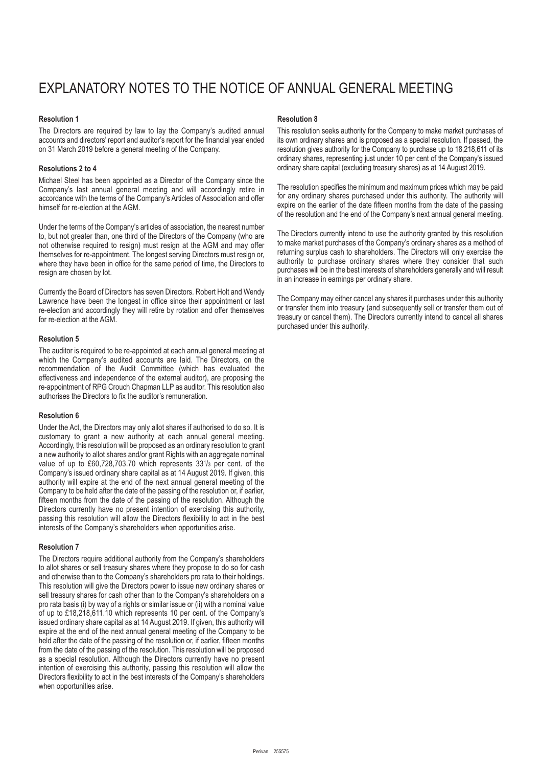# EXPLANATORY NOTES TO THE NOTICE OF ANNUAL GENERAL MEETING

### Resolution 1

The Directors are required by law to lay the Company's audited annual accounts and directors' report and auditor's report for the financial year ended on 31 March 2019 before a general meeting of the Company.

### Resolutions 2 to 4

Michael Steel has been appointed as a Director of the Company since the Company's last annual general meeting and will accordingly retire in accordance with the terms of the Company's Articles of Association and offer himself for re-election at the AGM.

Under the terms of the Company's articles of association, the nearest number to, but not greater than, one third of the Directors of the Company (who are not otherwise required to resign) must resign at the AGM and may offer themselves for re-appointment. The longest serving Directors must resign or, where they have been in office for the same period of time, the Directors to resign are chosen by lot.

Currently the Board of Directors has seven Directors. Robert Holt and Wendy Lawrence have been the longest in office since their appointment or last re-election and accordingly they will retire by rotation and offer themselves for re-election at the AGM.

### Resolution 5

The auditor is required to be re-appointed at each annual general meeting at which the Company's audited accounts are laid. The Directors, on the recommendation of the Audit Committee (which has evaluated the effectiveness and independence of the external auditor), are proposing the re-appointment of RPG Crouch Chapman LLP as auditor. This resolution also authorises the Directors to fix the auditor's remuneration.

### Resolution 6

Under the Act, the Directors may only allot shares if authorised to do so. It is customary to grant a new authority at each annual general meeting. Accordingly, this resolution will be proposed as an ordinary resolution to grant a new authority to allot shares and/or grant Rights with an aggregate nominal value of up to £60,728,703.70 which represents 33$^{1}/_{3}$ per cent. of the Company's issued ordinary share capital as at 14 August 2019. If given, this authority will expire at the end of the next annual general meeting of the Company to be held after the date of the passing of the resolution or, if earlier, fifteen months from the date of the passing of the resolution. Although the Directors currently have no present intention of exercising this authority, passing this resolution will allow the Directors flexibility to act in the best interests of the Company's shareholders when opportunities arise.

### Resolution 7

The Directors require additional authority from the Company's shareholders to allot shares or sell treasury shares where they propose to do so for cash and otherwise than to the Company's shareholders pro rata to their holdings. This resolution will give the Directors power to issue new ordinary shares or sell treasury shares for cash other than to the Company's shareholders on a pro rata basis (i) by way of a rights or similar issue or (ii) with a nominal value of up to £18,218,611.10 which represents 10 per cent. of the Company's issued ordinary share capital as at 14 August 2019. If given, this authority will expire at the end of the next annual general meeting of the Company to be held after the date of the passing of the resolution or, if earlier, fifteen months from the date of the passing of the resolution. This resolution will be proposed as a special resolution. Although the Directors currently have no present intention of exercising this authority, passing this resolution will allow the Directors flexibility to act in the best interests of the Company's shareholders when opportunities arise.

### Resolution 8

This resolution seeks authority for the Company to make market purchases of its own ordinary shares and is proposed as a special resolution. If passed, the resolution gives authority for the Company to purchase up to 18,218,611 of its ordinary shares, representing just under 10 per cent of the Company's issued ordinary share capital (excluding treasury shares) as at 14 August 2019.

The resolution specifies the minimum and maximum prices which may be paid for any ordinary shares purchased under this authority. The authority will expire on the earlier of the date fifteen months from the date of the passing of the resolution and the end of the Company's next annual general meeting.

The Directors currently intend to use the authority granted by this resolution to make market purchases of the Company's ordinary shares as a method of returning surplus cash to shareholders. The Directors will only exercise the authority to purchase ordinary shares where they consider that such purchases will be in the best interests of shareholders generally and will result in an increase in earnings per ordinary share.

The Company may either cancel any shares it purchases under this authority or transfer them into treasury (and subsequently sell or transfer them out of treasury or cancel them). The Directors currently intend to cancel all shares purchased under this authority.

Perivan 255575